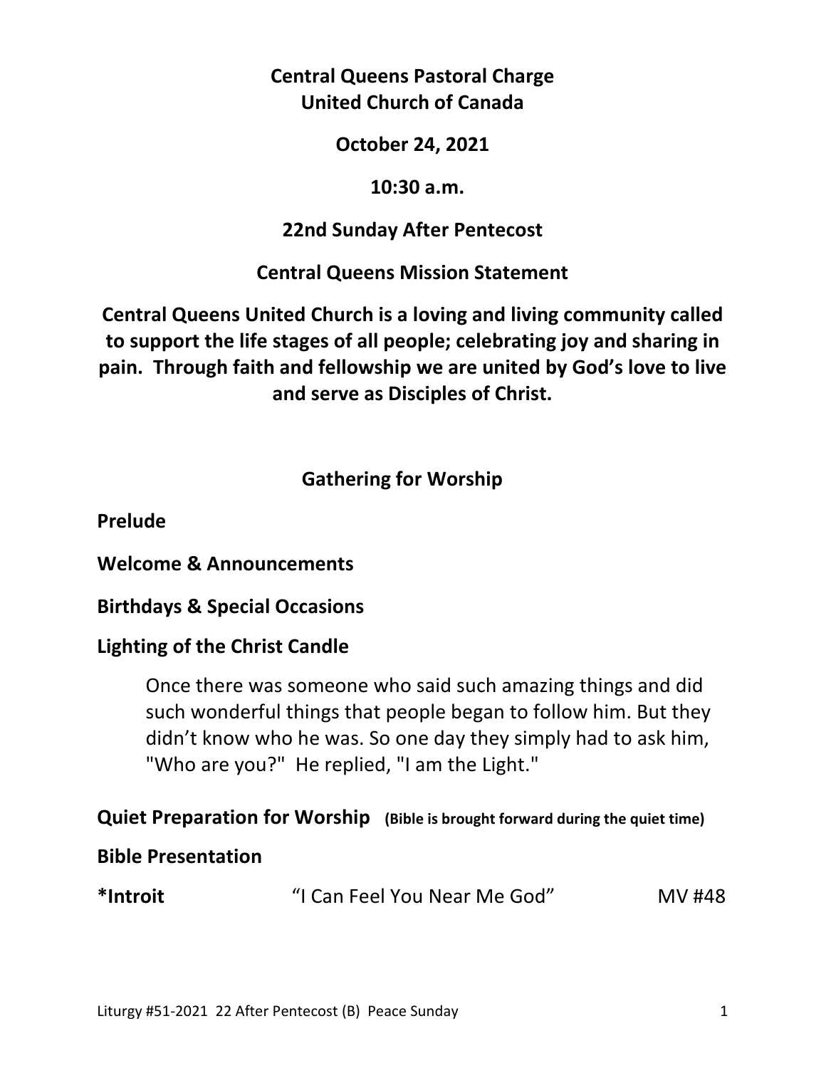**Central Queens Pastoral Charge**
**United Church of Canada**

**October 24, 2021**

**10:30 a.m.**

**22nd Sunday After Pentecost**

**Central Queens Mission Statement**

**Central Queens United Church is a loving and living community called to support the life stages of all people; celebrating joy and sharing in pain. Through faith and fellowship we are united by God's love to live and serve as Disciples of Christ.**

## Gathering for Worship

**Prelude**

**Welcome & Announcements**

**Birthdays & Special Occasions**

**Lighting of the Christ Candle**

> Once there was someone who said such amazing things and did such wonderful things that people began to follow him. But they didn't know who he was. So one day they simply had to ask him, "Who are you?" He replied, "I am the Light."

**Quiet Preparation for Worship** **(Bible is brought forward during the quiet time)**

**Bible Presentation**

**\*Introit** "I Can Feel You Near Me God" MV #48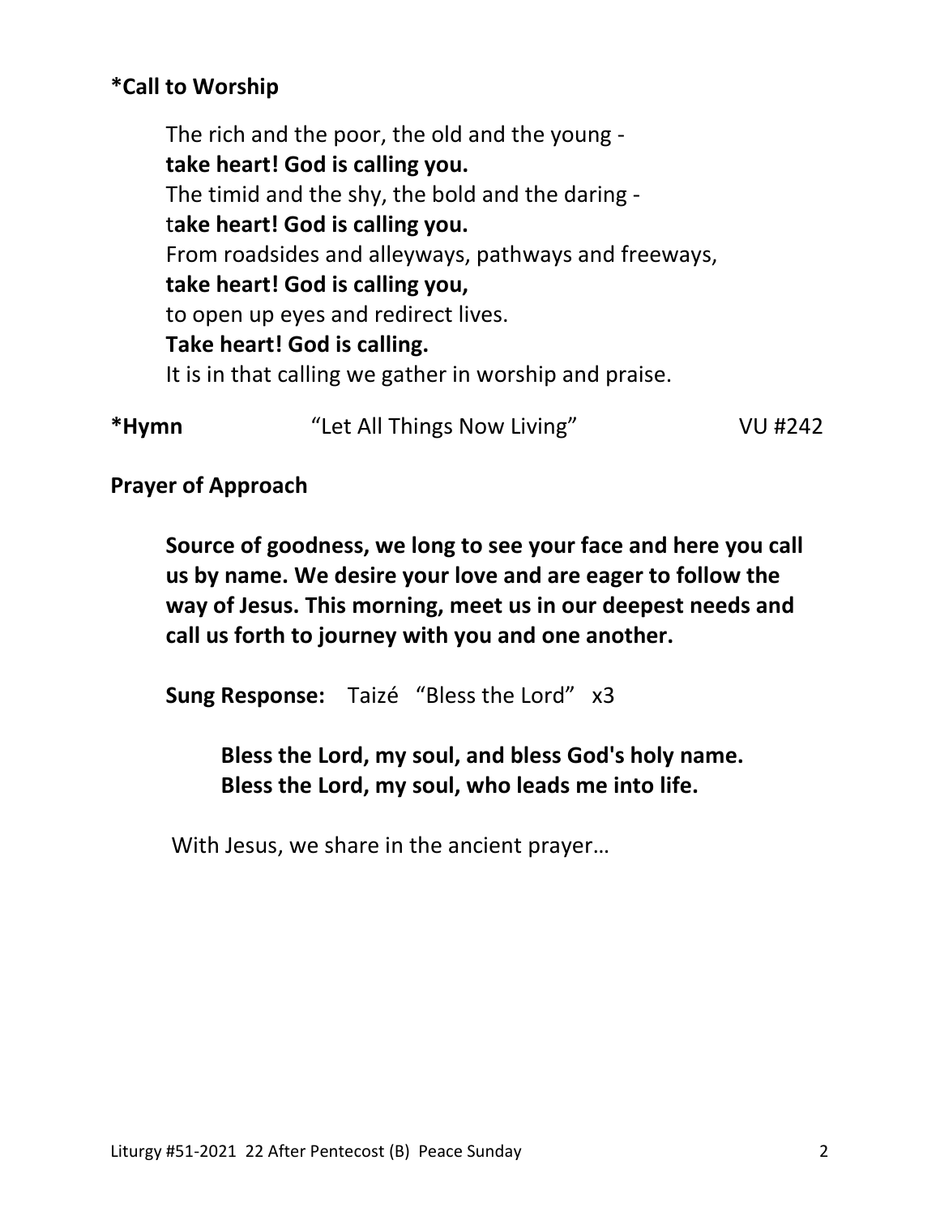**\*Call to Worship**

The rich and the poor, the old and the young -
**take heart! God is calling you.**
The timid and the shy, the bold and the daring -
t**ake heart! God is calling you.**
From roadsides and alleyways, pathways and freeways,
**take heart! God is calling you,**
to open up eyes and redirect lives.
**Take heart! God is calling.**
It is in that calling we gather in worship and praise.

**\*Hymn** "Let All Things Now Living" VU #242

**Prayer of Approach**

**Source of goodness, we long to see your face and here you call us by name. We desire your love and are eager to follow the way of Jesus. This morning, meet us in our deepest needs and call us forth to journey with you and one another.**

**Sung Response:** Taizé "Bless the Lord" x3

**Bless the Lord, my soul, and bless God's holy name.**
**Bless the Lord, my soul, who leads me into life.**

With Jesus, we share in the ancient prayer…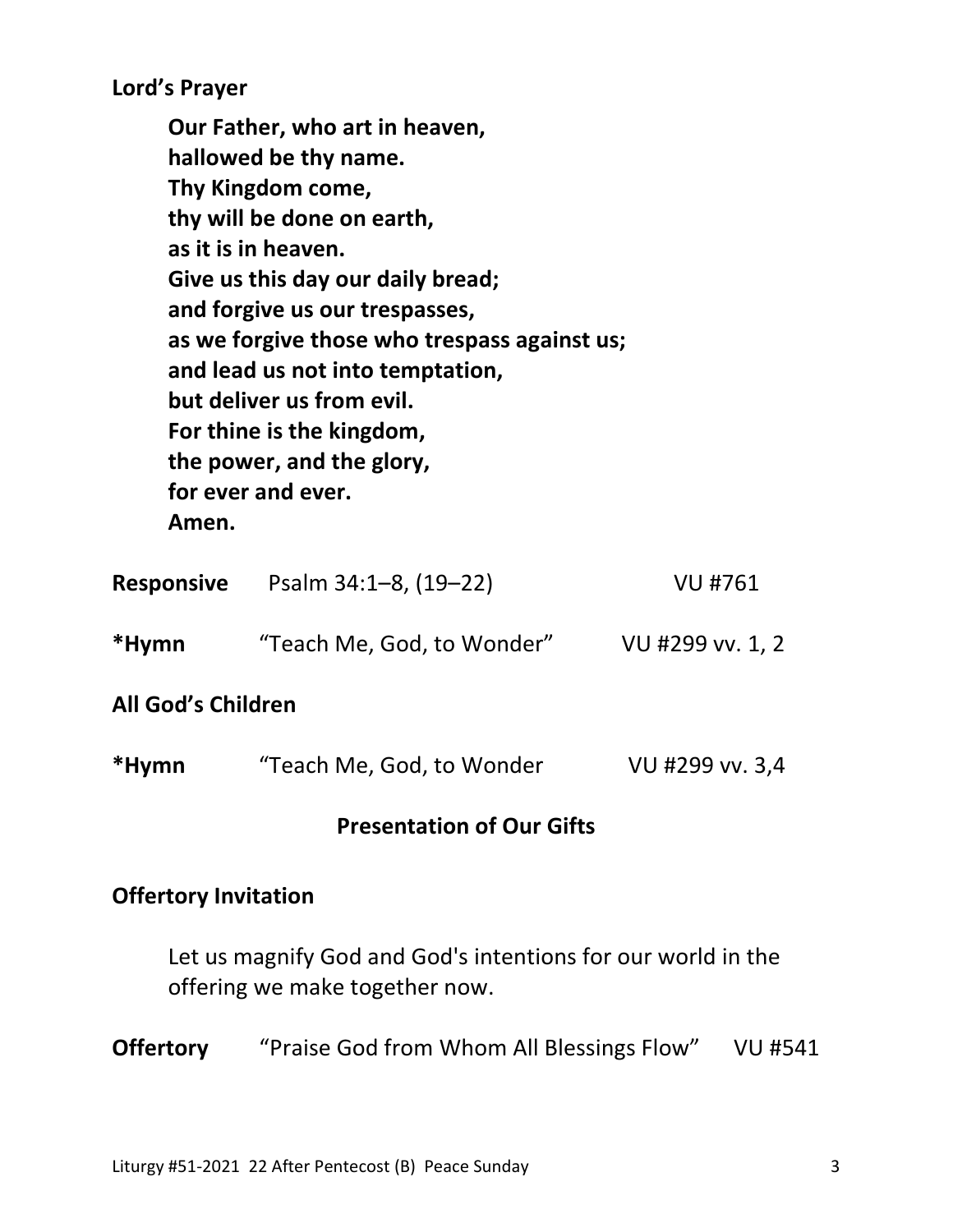**Lord's Prayer**

> **Our Father, who art in heaven,**
> **hallowed be thy name.**
> **Thy Kingdom come,**
> **thy will be done on earth,**
> **as it is in heaven.**
> **Give us this day our daily bread;**
> **and forgive us our trespasses,**
> **as we forgive those who trespass against us;**
> **and lead us not into temptation,**
> **but deliver us from evil.**
> **For thine is the kingdom,**
> **the power, and the glory,**
> **for ever and ever.**
> **Amen.**

**Responsive** Psalm 34:1–8, (19–22) VU #761

***Hymn** "Teach Me, God, to Wonder" VU #299 vv. 1, 2

**All God's Children**

***Hymn** "Teach Me, God, to Wonder VU #299 vv. 3,4

## Presentation of Our Gifts

**Offertory Invitation**

Let us magnify God and God's intentions for our world in the offering we make together now.

**Offertory** "Praise God from Whom All Blessings Flow" VU #541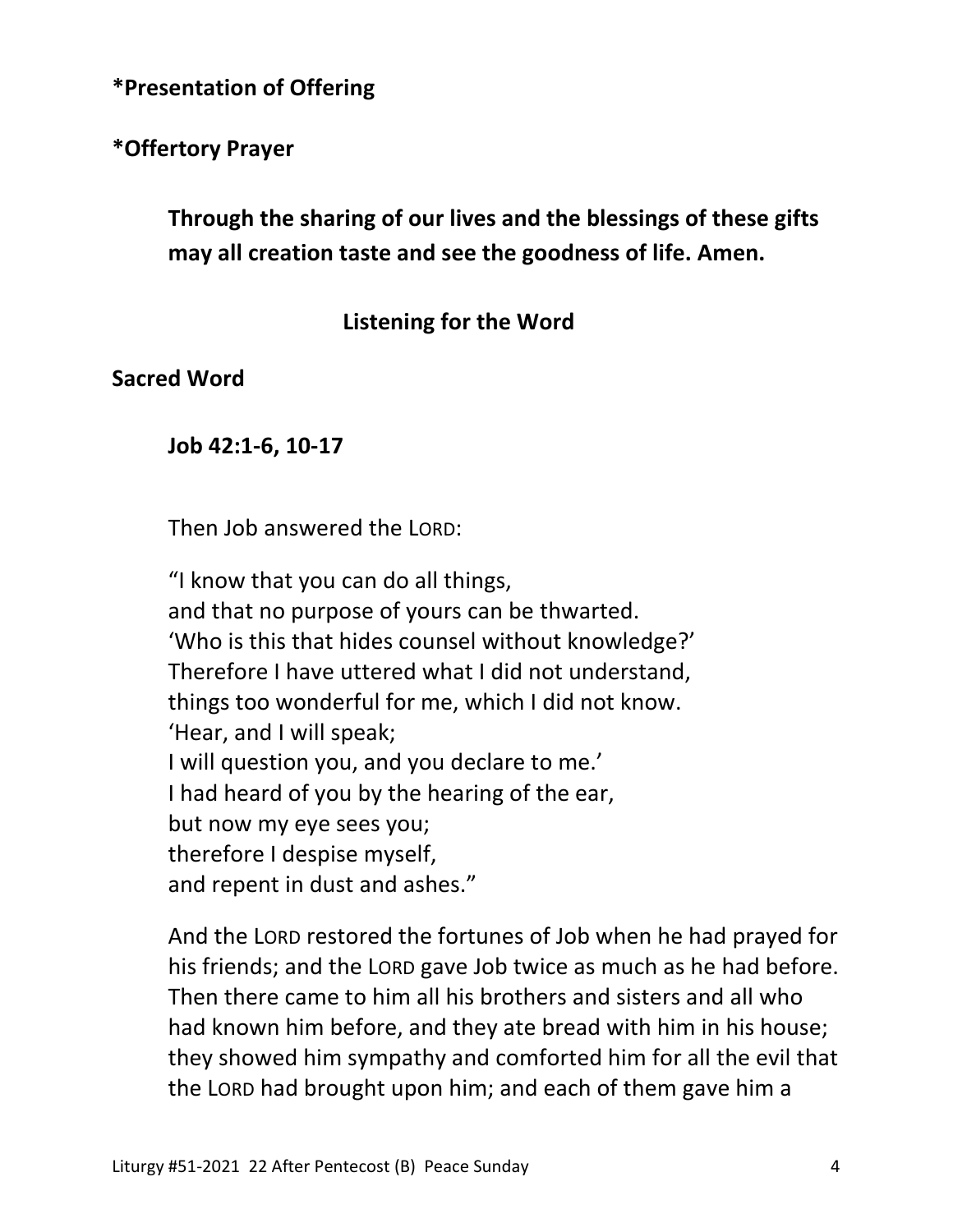**\*Presentation of Offering**

**\*Offertory Prayer**

**Through the sharing of our lives and the blessings of these gifts may all creation taste and see the goodness of life. Amen.**

## Listening for the Word

**Sacred Word**

**Job 42:1-6, 10-17**

Then Job answered the LORD:

"I know that you can do all things,  
and that no purpose of yours can be thwarted.  
'Who is this that hides counsel without knowledge?'  
Therefore I have uttered what I did not understand,  
things too wonderful for me, which I did not know.  
'Hear, and I will speak;  
I will question you, and you declare to me.'  
I had heard of you by the hearing of the ear,  
but now my eye sees you;  
therefore I despise myself,  
and repent in dust and ashes."

And the LORD restored the fortunes of Job when he had prayed for his friends; and the LORD gave Job twice as much as he had before. Then there came to him all his brothers and sisters and all who had known him before, and they ate bread with him in his house; they showed him sympathy and comforted him for all the evil that the LORD had brought upon him; and each of them gave him a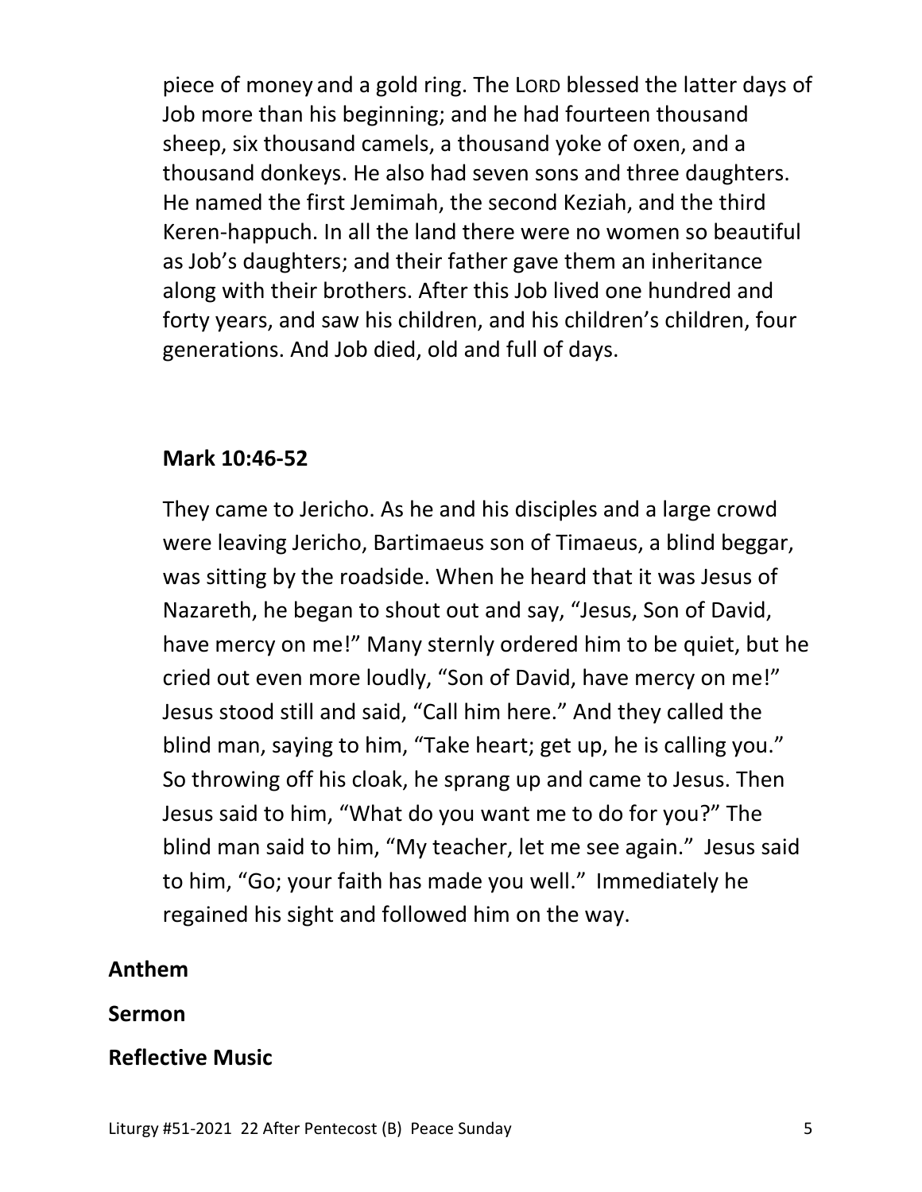piece of money and a gold ring. The LORD blessed the latter days of Job more than his beginning; and he had fourteen thousand sheep, six thousand camels, a thousand yoke of oxen, and a thousand donkeys. He also had seven sons and three daughters. He named the first Jemimah, the second Keziah, and the third Keren-happuch. In all the land there were no women so beautiful as Job's daughters; and their father gave them an inheritance along with their brothers. After this Job lived one hundred and forty years, and saw his children, and his children's children, four generations. And Job died, old and full of days.

**Mark 10:46-52**

They came to Jericho. As he and his disciples and a large crowd were leaving Jericho, Bartimaeus son of Timaeus, a blind beggar, was sitting by the roadside. When he heard that it was Jesus of Nazareth, he began to shout out and say, "Jesus, Son of David, have mercy on me!" Many sternly ordered him to be quiet, but he cried out even more loudly, "Son of David, have mercy on me!" Jesus stood still and said, "Call him here." And they called the blind man, saying to him, "Take heart; get up, he is calling you." So throwing off his cloak, he sprang up and came to Jesus. Then Jesus said to him, "What do you want me to do for you?" The blind man said to him, "My teacher, let me see again." Jesus said to him, "Go; your faith has made you well." Immediately he regained his sight and followed him on the way.

**Anthem**

**Sermon**

**Reflective Music**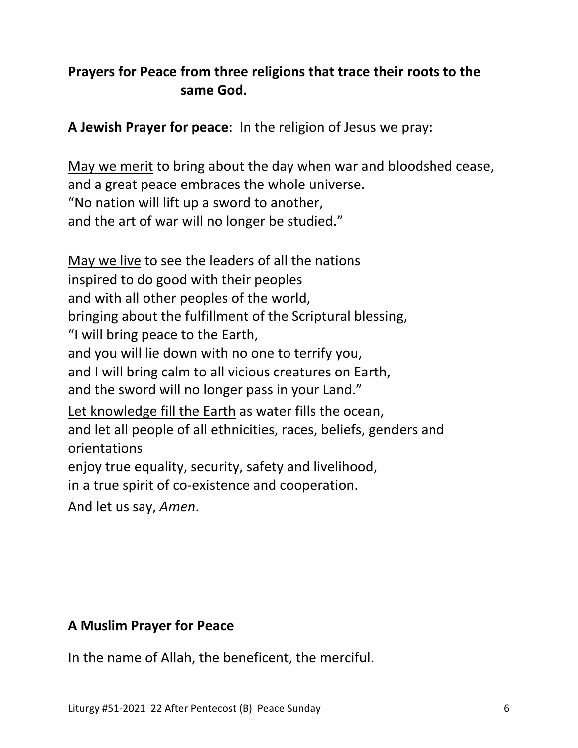**Prayers for Peace from three religions that trace their roots to the same God.**

**A Jewish Prayer for peace**: In the religion of Jesus we pray:

<u>May we merit</u> to bring about the day when war and bloodshed cease,
and a great peace embraces the whole universe.
"No nation will lift up a sword to another,
and the art of war will no longer be studied."

<u>May we live</u> to see the leaders of all the nations
inspired to do good with their peoples
and with all other peoples of the world,
bringing about the fulfillment of the Scriptural blessing,
"I will bring peace to the Earth,
and you will lie down with no one to terrify you,
and I will bring calm to all vicious creatures on Earth,
and the sword will no longer pass in your Land."
<u>Let knowledge fill the Earth</u> as water fills the ocean,
and let all people of all ethnicities, races, beliefs, genders and orientations
enjoy true equality, security, safety and livelihood,
in a true spirit of co-existence and cooperation.
And let us say, *Amen*.

**A Muslim Prayer for Peace**

In the name of Allah, the beneficent, the merciful.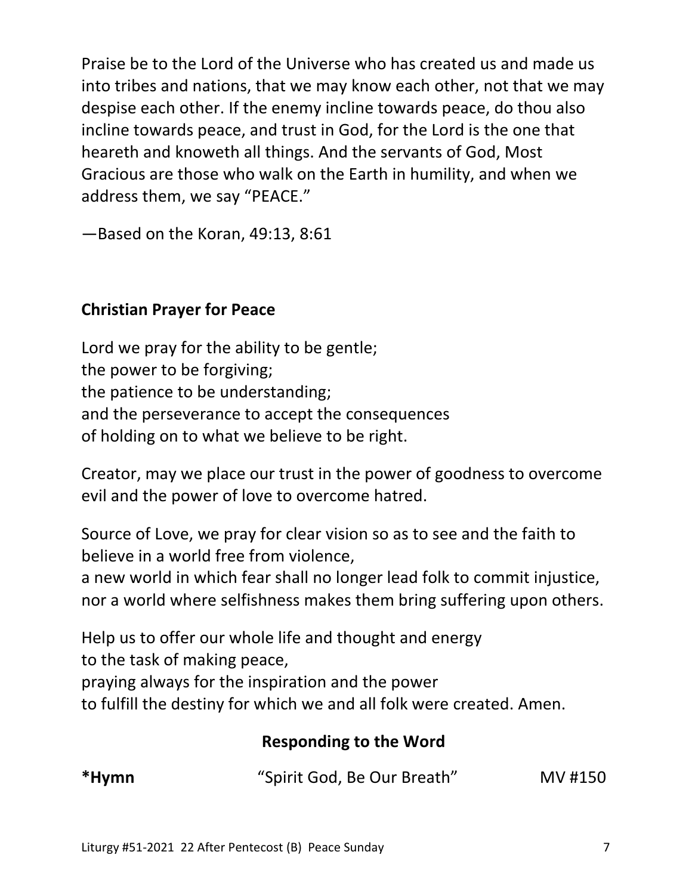Praise be to the Lord of the Universe who has created us and made us into tribes and nations, that we may know each other, not that we may despise each other. If the enemy incline towards peace, do thou also incline towards peace, and trust in God, for the Lord is the one that heareth and knoweth all things. And the servants of God, Most Gracious are those who walk on the Earth in humility, and when we address them, we say "PEACE."

—Based on the Koran, 49:13, 8:61

**Christian Prayer for Peace**

Lord we pray for the ability to be gentle;
the power to be forgiving;
the patience to be understanding;
and the perseverance to accept the consequences
of holding on to what we believe to be right.

Creator, may we place our trust in the power of goodness to overcome evil and the power of love to overcome hatred.

Source of Love, we pray for clear vision so as to see and the faith to believe in a world free from violence,
a new world in which fear shall no longer lead folk to commit injustice, nor a world where selfishness makes them bring suffering upon others.

Help us to offer our whole life and thought and energy
to the task of making peace,
praying always for the inspiration and the power
to fulfill the destiny for which we and all folk were created. Amen.

## Responding to the Word

**\*Hymn** "Spirit God, Be Our Breath" MV #150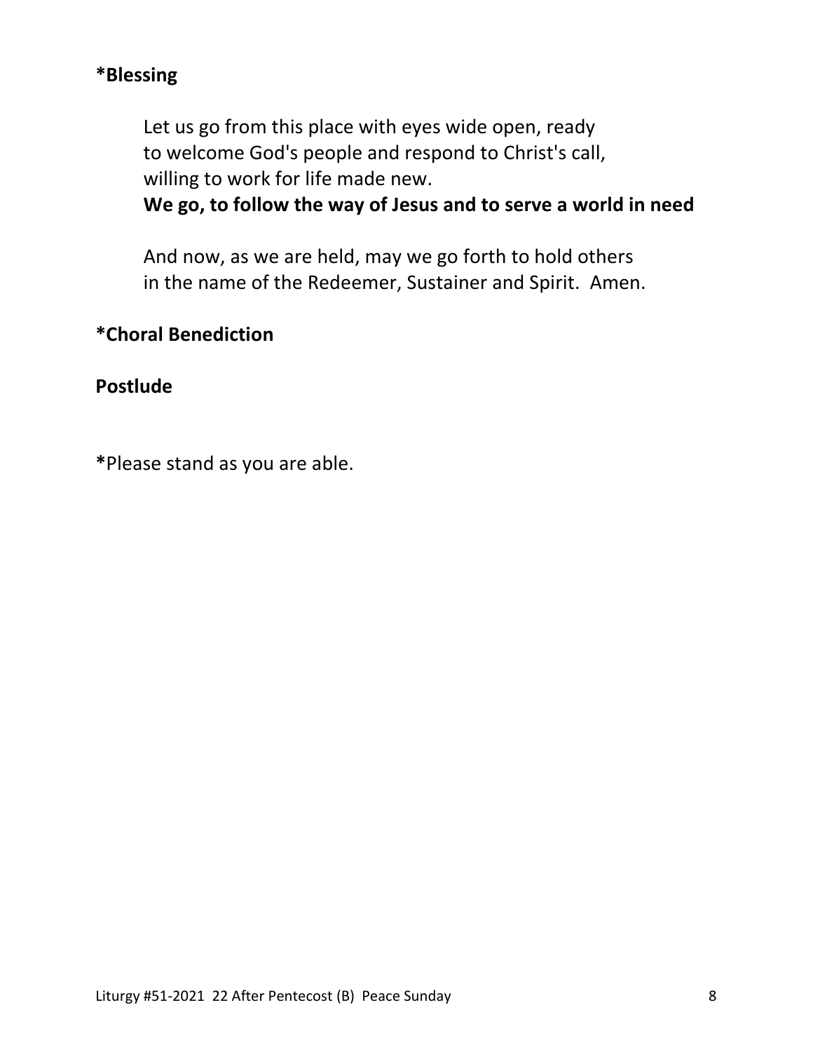**\*Blessing**

Let us go from this place with eyes wide open, ready
to welcome God's people and respond to Christ's call,
willing to work for life made new.
**We go, to follow the way of Jesus and to serve a world in need**

And now, as we are held, may we go forth to hold others
in the name of the Redeemer, Sustainer and Spirit.  Amen.

**\*Choral Benediction**

**Postlude**

**\***Please stand as you are able.